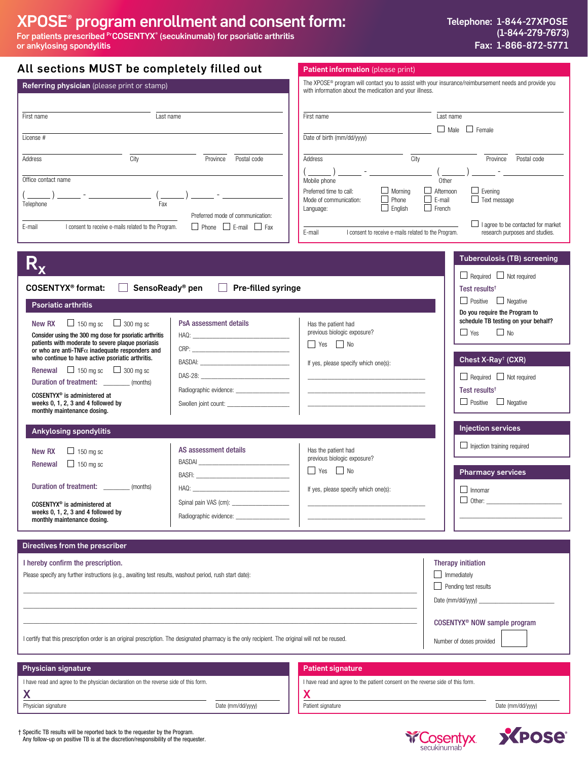# XPOSE® program enrollment and consent form:

For patients prescribed [Pr]COSENTYX® (secukinumab) for psoriatic arthritis or ankylosing spondylitis

Telephone: 1-844-27XPOSE (1-844-279-7673)
Fax: 1-866-872-5771

## All sections MUST be completely filled out

### Referring physician (please print or stamp)

First name ______ Last name ______

License # ______

Address ______ City ______ Province ______ Postal code ______

Office contact name ______

Telephone ( ) - ______ Fax ( ) - ______

E-mail ______ I consent to receive e-mails related to the Program.

Preferred mode of communication: ☐ Phone ☐ E-mail ☐ Fax

### Patient information (please print)

The XPOSE® program will contact you to assist with your insurance/reimbursement needs and provide you with information about the medication and your illness.

First name ______ Last name ______

Date of birth (mm/dd/yyyy) ______ ☐ Male ☐ Female

Address ______ City ______ Province ______ Postal code ______

Mobile phone ( ) - ______ Other ( ) - ______

Preferred time to call: ☐ Morning ☐ Afternoon ☐ Evening

Mode of communication: ☐ Phone ☐ E-mail ☐ Text message

Language: ☐ English ☐ French

E-mail ______ I consent to receive e-mails related to the Program.

☐ I agree to be contacted for market research purposes and studies.

## Rx

**COSENTYX® format:** ☐ SensoReady® pen ☐ Pre-filled syringe

### Psoriatic arthritis

**New RX** ☐ 150 mg sc ☐ 300 mg sc

Consider using the 300 mg dose for psoriatic arthritis patients with moderate to severe plaque psoriasis or who are anti-TNFα inadequate responders and who continue to have active psoriatic arthritis.

**Renewal** ☐ 150 mg sc ☐ 300 mg sc

**Duration of treatment:** ______ (months)

COSENTYX® is administered at weeks 0, 1, 2, 3 and 4 followed by monthly maintenance dosing.

**PsA assessment details**

HAQ: ______
CRP: ______
BASDAI: ______
DAS-28: ______
Radiographic evidence: ______
Swollen joint count: ______

Has the patient had previous biologic exposure? ☐ Yes ☐ No

If yes, please specify which one(s): ______

### Ankylosing spondylitis

**New RX** ☐ 150 mg sc

**Renewal** ☐ 150 mg sc

**Duration of treatment:** ______ (months)

COSENTYX® is administered at weeks 0, 1, 2, 3 and 4 followed by monthly maintenance dosing.

**AS assessment details**

BASDAI ______
BASFI: ______
HAQ: ______
Spinal pain VAS (cm): ______
Radiographic evidence: ______

Has the patient had previous biologic exposure? ☐ Yes ☐ No

If yes, please specify which one(s): ______

### Tuberculosis (TB) screening

☐ Required ☐ Not required

Test results†: ☐ Positive ☐ Negative

**Do you require the Program to schedule TB testing on your behalf?** ☐ Yes ☐ No

### Chest X-Ray† (CXR)

☐ Required ☐ Not required

Test results†: ☐ Positive ☐ Negative

### Injection services

☐ Injection training required

### Pharmacy services

☐ Innomar
☐ Other: ______

### Directives from the prescriber

I hereby confirm the prescription.

Please specify any further instructions (e.g., awaiting test results, washout period, rush start date):

______

I certify that this prescription order is an original prescription. The designated pharmacy is the only recipient. The original will not be reused.

**Therapy initiation**

☐ Immediately
☐ Pending test results

Date (mm/dd/yyyy) ______

**COSENTYX® NOW sample program**

Number of doses provided ______

### Physician signature

I have read and agree to the physician declaration on the reverse side of this form.

X ______ Physician signature    Date (mm/dd/yyyy) ______

### Patient signature

I have read and agree to the patient consent on the reverse side of this form.

X ______ Patient signature    Date (mm/dd/yyyy) ______

† Specific TB results will be reported back to the requester by the Program.
Any follow-up on positive TB is at the discretion/responsibility of the requester.

Cosentyx secukinumab    XPOSE®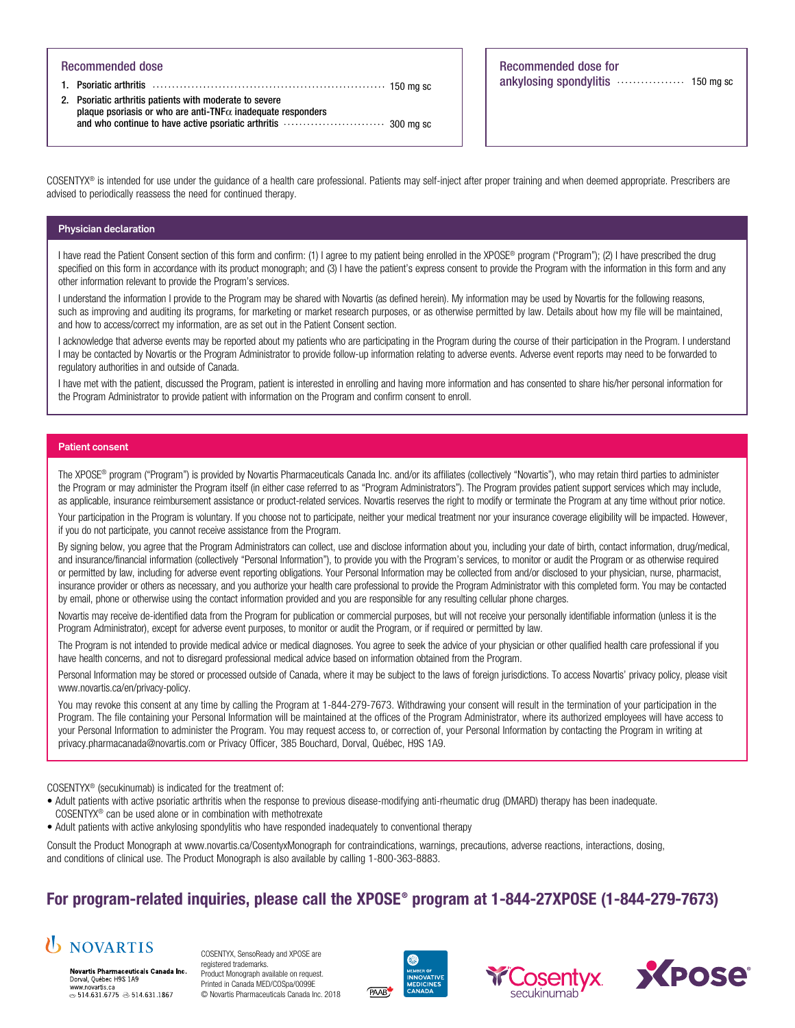### Recommended dose

1. Psoriatic arthritis ........ 150 mg sc
2. Psoriatic arthritis patients with moderate to severe plaque psoriasis or who are anti-TNF$\alpha$ inadequate responders and who continue to have active psoriatic arthritis ........ 300 mg sc

### Recommended dose for ankylosing spondylitis ........ 150 mg sc

COSENTYX® is intended for use under the guidance of a health care professional. Patients may self-inject after proper training and when deemed appropriate. Prescribers are advised to periodically reassess the need for continued therapy.

## Physician declaration

I have read the Patient Consent section of this form and confirm: (1) I agree to my patient being enrolled in the XPOSE® program ("Program"); (2) I have prescribed the drug specified on this form in accordance with its product monograph; and (3) I have the patient's express consent to provide the Program with the information in this form and any other information relevant to provide the Program's services.

I understand the information I provide to the Program may be shared with Novartis (as defined herein). My information may be used by Novartis for the following reasons, such as improving and auditing its programs, for marketing or market research purposes, or as otherwise permitted by law. Details about how my file will be maintained, and how to access/correct my information, are as set out in the Patient Consent section.

I acknowledge that adverse events may be reported about my patients who are participating in the Program during the course of their participation in the Program. I understand I may be contacted by Novartis or the Program Administrator to provide follow-up information relating to adverse events. Adverse event reports may need to be forwarded to regulatory authorities in and outside of Canada.

I have met with the patient, discussed the Program, patient is interested in enrolling and having more information and has consented to share his/her personal information for the Program Administrator to provide patient with information on the Program and confirm consent to enroll.

## Patient consent

The XPOSE® program ("Program") is provided by Novartis Pharmaceuticals Canada Inc. and/or its affiliates (collectively "Novartis"), who may retain third parties to administer the Program or may administer the Program itself (in either case referred to as "Program Administrators"). The Program provides patient support services which may include, as applicable, insurance reimbursement assistance or product-related services. Novartis reserves the right to modify or terminate the Program at any time without prior notice.

Your participation in the Program is voluntary. If you choose not to participate, neither your medical treatment nor your insurance coverage eligibility will be impacted. However, if you do not participate, you cannot receive assistance from the Program.

By signing below, you agree that the Program Administrators can collect, use and disclose information about you, including your date of birth, contact information, drug/medical, and insurance/financial information (collectively "Personal Information"), to provide you with the Program's services, to monitor or audit the Program or as otherwise required or permitted by law, including for adverse event reporting obligations. Your Personal Information may be collected from and/or disclosed to your physician, nurse, pharmacist, insurance provider or others as necessary, and you authorize your health care professional to provide the Program Administrator with this completed form. You may be contacted by email, phone or otherwise using the contact information provided and you are responsible for any resulting cellular phone charges.

Novartis may receive de-identified data from the Program for publication or commercial purposes, but will not receive your personally identifiable information (unless it is the Program Administrator), except for adverse event purposes, to monitor or audit the Program, or if required or permitted by law.

The Program is not intended to provide medical advice or medical diagnoses. You agree to seek the advice of your physician or other qualified health care professional if you have health concerns, and not to disregard professional medical advice based on information obtained from the Program.

Personal Information may be stored or processed outside of Canada, where it may be subject to the laws of foreign jurisdictions. To access Novartis' privacy policy, please visit www.novartis.ca/en/privacy-policy.

You may revoke this consent at any time by calling the Program at 1-844-279-7673. Withdrawing your consent will result in the termination of your participation in the Program. The file containing your Personal Information will be maintained at the offices of the Program Administrator, where its authorized employees will have access to your Personal Information to administer the Program. You may request access to, or correction of, your Personal Information by contacting the Program in writing at privacy.pharmacanada@novartis.com or Privacy Officer, 385 Bouchard, Dorval, Québec, H9S 1A9.

COSENTYX® (secukinumab) is indicated for the treatment of:

- Adult patients with active psoriatic arthritis when the response to previous disease-modifying anti-rheumatic drug (DMARD) therapy has been inadequate. COSENTYX® can be used alone or in combination with methotrexate
- Adult patients with active ankylosing spondylitis who have responded inadequately to conventional therapy

Consult the Product Monograph at www.novartis.ca/CosentyxMonograph for contraindications, warnings, precautions, adverse reactions, interactions, dosing, and conditions of clinical use. The Product Monograph is also available by calling 1-800-363-8883.

## For program-related inquiries, please call the XPOSE® program at 1-844-27XPOSE (1-844-279-7673)

NOVARTIS

**Novartis Pharmaceuticals Canada Inc.**
Dorval, Québec H9S 1A9
www.novartis.ca
514.631.6775 514.631.1867

COSENTYX, SensoReady and XPOSE are registered trademarks.
Product Monograph available on request.
Printed in Canada MED/COSpa/0099E
© Novartis Pharmaceuticals Canada Inc. 2018

PAAB

MEMBER OF INNOVATIVE MEDICINES CANADA

Cosentyx secukinumab

XPOSE®